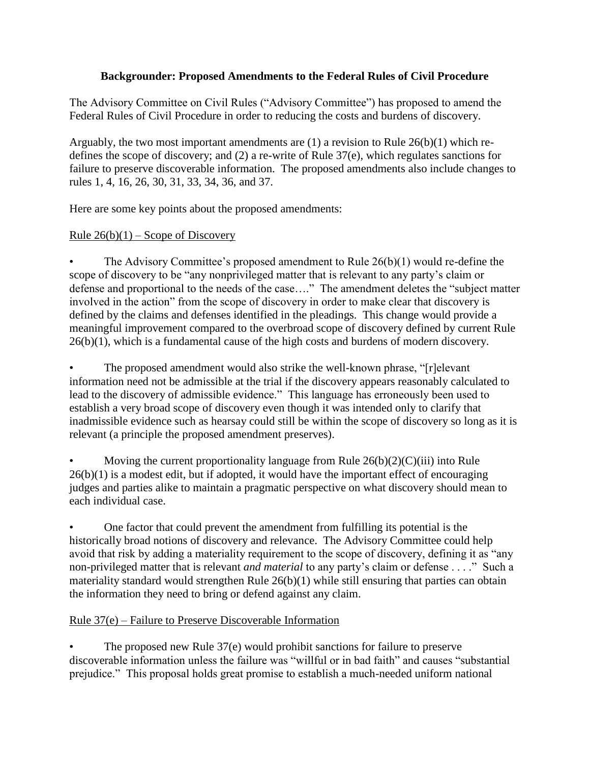**Backgrounder: Proposed Amendments to the Federal Rules of Civil Procedure**

The Advisory Committee on Civil Rules ("Advisory Committee") has proposed to amend the Federal Rules of Civil Procedure in order to reducing the costs and burdens of discovery.

Arguably, the two most important amendments are (1) a revision to Rule 26(b)(1) which re-defines the scope of discovery; and (2) a re-write of Rule 37(e), which regulates sanctions for failure to preserve discoverable information. The proposed amendments also include changes to rules 1, 4, 16, 26, 30, 31, 33, 34, 36, and 37.

Here are some key points about the proposed amendments:

Rule 26(b)(1) – Scope of Discovery

- The Advisory Committee's proposed amendment to Rule 26(b)(1) would re-define the scope of discovery to be "any nonprivileged matter that is relevant to any party's claim or defense and proportional to the needs of the case…." The amendment deletes the "subject matter involved in the action" from the scope of discovery in order to make clear that discovery is defined by the claims and defenses identified in the pleadings. This change would provide a meaningful improvement compared to the overbroad scope of discovery defined by current Rule 26(b)(1), which is a fundamental cause of the high costs and burdens of modern discovery.

- The proposed amendment would also strike the well-known phrase, "[r]elevant information need not be admissible at the trial if the discovery appears reasonably calculated to lead to the discovery of admissible evidence." This language has erroneously been used to establish a very broad scope of discovery even though it was intended only to clarify that inadmissible evidence such as hearsay could still be within the scope of discovery so long as it is relevant (a principle the proposed amendment preserves).

- Moving the current proportionality language from Rule 26(b)(2)(C)(iii) into Rule 26(b)(1) is a modest edit, but if adopted, it would have the important effect of encouraging judges and parties alike to maintain a pragmatic perspective on what discovery should mean to each individual case.

- One factor that could prevent the amendment from fulfilling its potential is the historically broad notions of discovery and relevance. The Advisory Committee could help avoid that risk by adding a materiality requirement to the scope of discovery, defining it as "any non-privileged matter that is relevant *and material* to any party's claim or defense . . . ." Such a materiality standard would strengthen Rule 26(b)(1) while still ensuring that parties can obtain the information they need to bring or defend against any claim.

Rule 37(e) – Failure to Preserve Discoverable Information

- The proposed new Rule 37(e) would prohibit sanctions for failure to preserve discoverable information unless the failure was "willful or in bad faith" and causes "substantial prejudice." This proposal holds great promise to establish a much-needed uniform national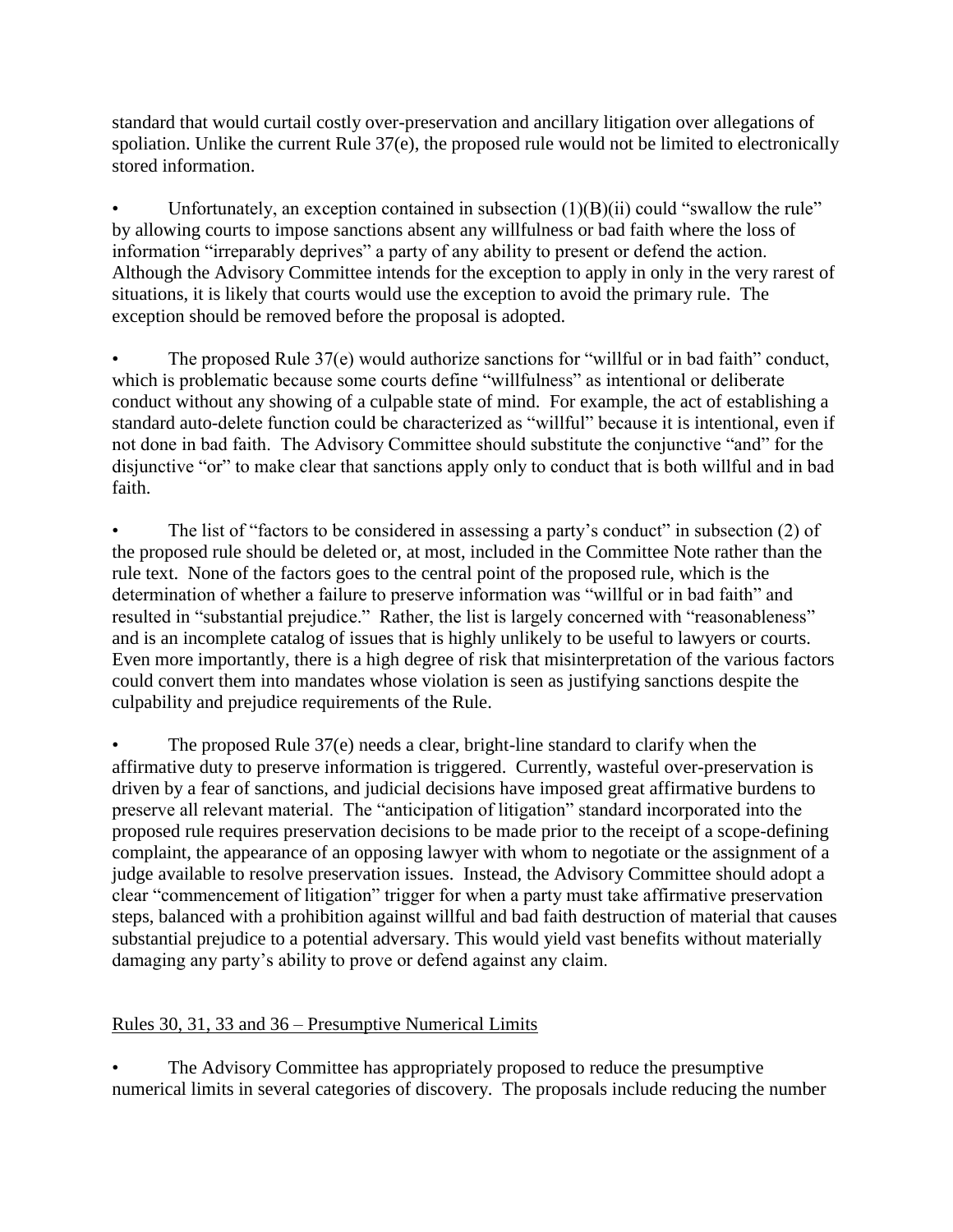standard that would curtail costly over-preservation and ancillary litigation over allegations of spoliation. Unlike the current Rule 37(e), the proposed rule would not be limited to electronically stored information.

- Unfortunately, an exception contained in subsection (1)(B)(ii) could "swallow the rule" by allowing courts to impose sanctions absent any willfulness or bad faith where the loss of information "irreparably deprives" a party of any ability to present or defend the action. Although the Advisory Committee intends for the exception to apply in only in the very rarest of situations, it is likely that courts would use the exception to avoid the primary rule. The exception should be removed before the proposal is adopted.

- The proposed Rule 37(e) would authorize sanctions for "willful or in bad faith" conduct, which is problematic because some courts define "willfulness" as intentional or deliberate conduct without any showing of a culpable state of mind. For example, the act of establishing a standard auto-delete function could be characterized as "willful" because it is intentional, even if not done in bad faith. The Advisory Committee should substitute the conjunctive "and" for the disjunctive "or" to make clear that sanctions apply only to conduct that is both willful and in bad faith.

- The list of "factors to be considered in assessing a party's conduct" in subsection (2) of the proposed rule should be deleted or, at most, included in the Committee Note rather than the rule text. None of the factors goes to the central point of the proposed rule, which is the determination of whether a failure to preserve information was "willful or in bad faith" and resulted in "substantial prejudice." Rather, the list is largely concerned with "reasonableness" and is an incomplete catalog of issues that is highly unlikely to be useful to lawyers or courts. Even more importantly, there is a high degree of risk that misinterpretation of the various factors could convert them into mandates whose violation is seen as justifying sanctions despite the culpability and prejudice requirements of the Rule.

- The proposed Rule 37(e) needs a clear, bright-line standard to clarify when the affirmative duty to preserve information is triggered. Currently, wasteful over-preservation is driven by a fear of sanctions, and judicial decisions have imposed great affirmative burdens to preserve all relevant material. The "anticipation of litigation" standard incorporated into the proposed rule requires preservation decisions to be made prior to the receipt of a scope-defining complaint, the appearance of an opposing lawyer with whom to negotiate or the assignment of a judge available to resolve preservation issues. Instead, the Advisory Committee should adopt a clear "commencement of litigation" trigger for when a party must take affirmative preservation steps, balanced with a prohibition against willful and bad faith destruction of material that causes substantial prejudice to a potential adversary. This would yield vast benefits without materially damaging any party's ability to prove or defend against any claim.

Rules 30, 31, 33 and 36 – Presumptive Numerical Limits

- The Advisory Committee has appropriately proposed to reduce the presumptive numerical limits in several categories of discovery. The proposals include reducing the number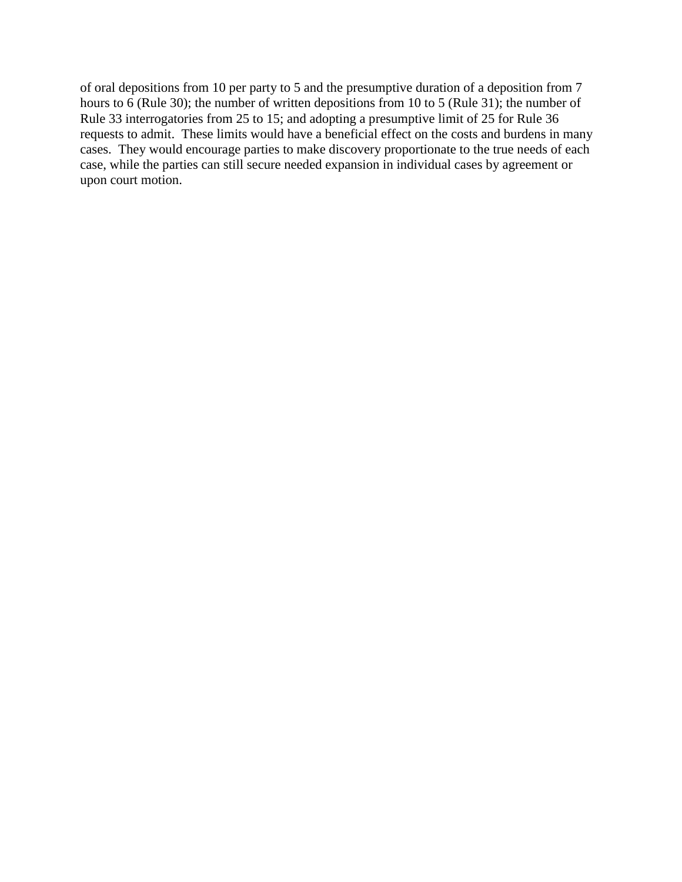of oral depositions from 10 per party to 5 and the presumptive duration of a deposition from 7 hours to 6 (Rule 30); the number of written depositions from 10 to 5 (Rule 31); the number of Rule 33 interrogatories from 25 to 15; and adopting a presumptive limit of 25 for Rule 36 requests to admit. These limits would have a beneficial effect on the costs and burdens in many cases. They would encourage parties to make discovery proportionate to the true needs of each case, while the parties can still secure needed expansion in individual cases by agreement or upon court motion.